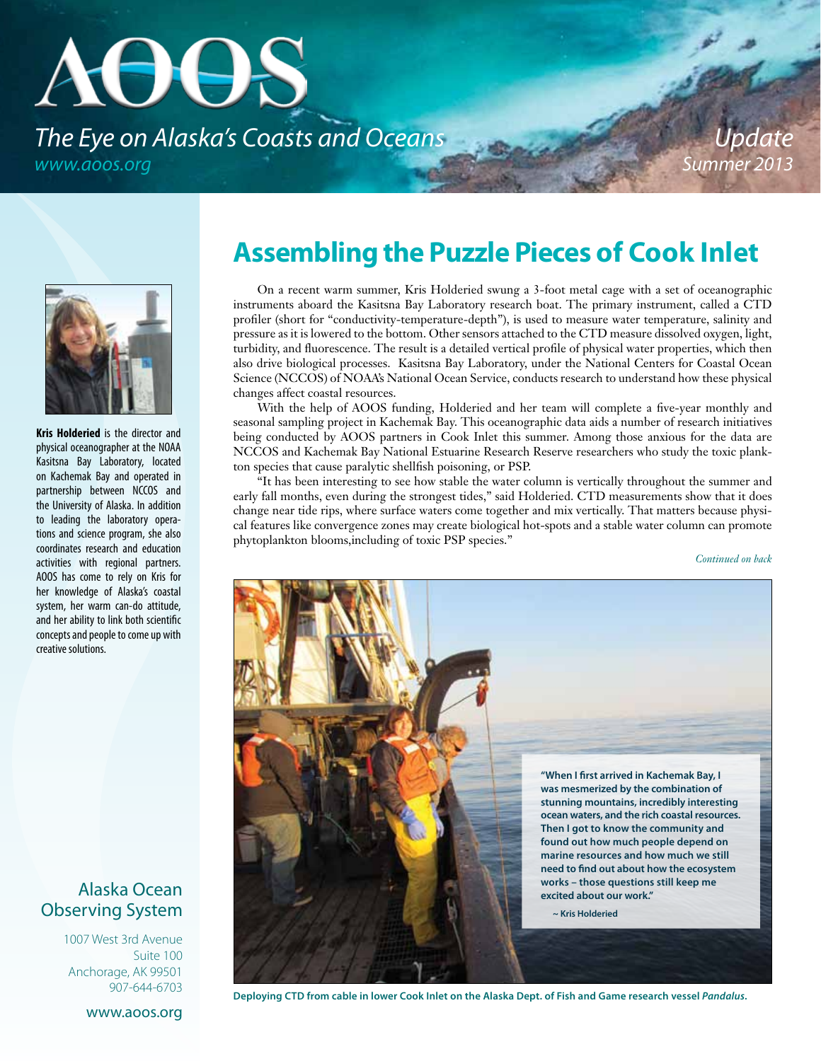# AOOS

*The Eye on Alaska's Coasts and Oceans*

*www.aoos.org*

*Update*
*Summer 2013*

## Assembling the Puzzle Pieces of Cook Inlet

On a recent warm summer, Kris Holderied swung a 3-foot metal cage with a set of oceanographic instruments aboard the Kasitsna Bay Laboratory research boat. The primary instrument, called a CTD profiler (short for "conductivity-temperature-depth"), is used to measure water temperature, salinity and pressure as it is lowered to the bottom. Other sensors attached to the CTD measure dissolved oxygen, light, turbidity, and fluorescence. The result is a detailed vertical profile of physical water properties, which then also drive biological processes. Kasitsna Bay Laboratory, under the National Centers for Coastal Ocean Science (NCCOS) of NOAA's National Ocean Service, conducts research to understand how these physical changes affect coastal resources.

With the help of AOOS funding, Holderied and her team will complete a five-year monthly and seasonal sampling project in Kachemak Bay. This oceanographic data aids a number of research initiatives being conducted by AOOS partners in Cook Inlet this summer. Among those anxious for the data are NCCOS and Kachemak Bay National Estuarine Research Reserve researchers who study the toxic plankton species that cause paralytic shellfish poisoning, or PSP.

"It has been interesting to see how stable the water column is vertically throughout the summer and early fall months, even during the strongest tides," said Holderied. CTD measurements show that it does change near tide rips, where surface waters come together and mix vertically. That matters because physical features like convergence zones may create biological hot-spots and a stable water column can promote phytoplankton blooms,including of toxic PSP species."

*Continued on back*

**Kris Holderied** is the director and physical oceanographer at the NOAA Kasitsna Bay Laboratory, located on Kachemak Bay and operated in partnership between NCCOS and the University of Alaska. In addition to leading the laboratory operations and science program, she also coordinates research and education activities with regional partners. AOOS has come to rely on Kris for her knowledge of Alaska's coastal system, her warm can-do attitude, and her ability to link both scientific concepts and people to come up with creative solutions.

**"When I first arrived in Kachemak Bay, I was mesmerized by the combination of stunning mountains, incredibly interesting ocean waters, and the rich coastal resources. Then I got to know the community and found out how much people depend on marine resources and how much we still need to find out about how the ecosystem works – those questions still keep me excited about our work."**

**~ Kris Holderied**

**Deploying CTD from cable in lower Cook Inlet on the Alaska Dept. of Fish and Game research vessel *Pandalus*.**

Alaska Ocean Observing System

1007 West 3rd Avenue
Suite 100
Anchorage, AK 99501
907-644-6703

www.aoos.org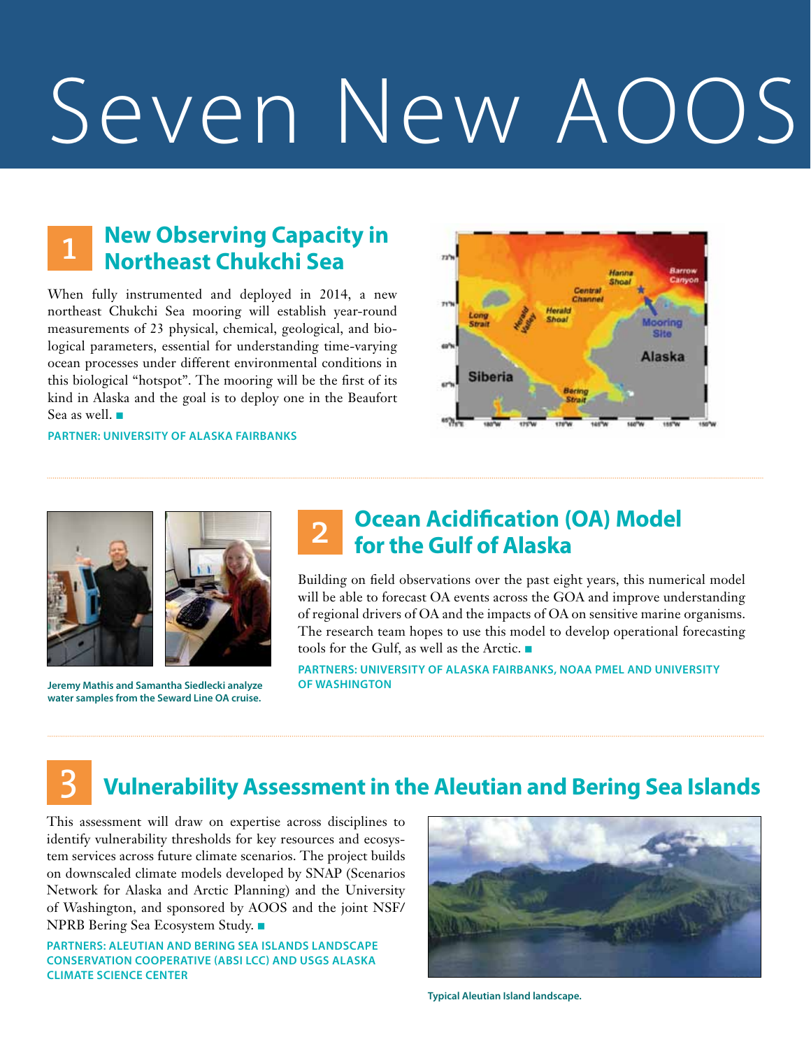# Seven New AOOS

## 1 New Observing Capacity in Northeast Chukchi Sea

When fully instrumented and deployed in 2014, a new northeast Chukchi Sea mooring will establish year-round measurements of 23 physical, chemical, geological, and biological parameters, essential for understanding time-varying ocean processes under different environmental conditions in this biological "hotspot". The mooring will be the first of its kind in Alaska and the goal is to deploy one in the Beaufort Sea as well. ■

**PARTNER: UNIVERSITY OF ALASKA FAIRBANKS**

## 2 Ocean Acidification (OA) Model for the Gulf of Alaska

Building on field observations over the past eight years, this numerical model will be able to forecast OA events across the GOA and improve understanding of regional drivers of OA and the impacts of OA on sensitive marine organisms. The research team hopes to use this model to develop operational forecasting tools for the Gulf, as well as the Arctic. ■

**PARTNERS: UNIVERSITY OF ALASKA FAIRBANKS, NOAA PMEL AND UNIVERSITY OF WASHINGTON**

**Jeremy Mathis and Samantha Siedlecki analyze water samples from the Seward Line OA cruise.**

## 3 Vulnerability Assessment in the Aleutian and Bering Sea Islands

This assessment will draw on expertise across disciplines to identify vulnerability thresholds for key resources and ecosystem services across future climate scenarios. The project builds on downscaled climate models developed by SNAP (Scenarios Network for Alaska and Arctic Planning) and the University of Washington, and sponsored by AOOS and the joint NSF/NPRB Bering Sea Ecosystem Study. ■

**PARTNERS: ALEUTIAN AND BERING SEA ISLANDS LANDSCAPE CONSERVATION COOPERATIVE (ABSI LCC) AND USGS ALASKA CLIMATE SCIENCE CENTER**

**Typical Aleutian Island landscape.**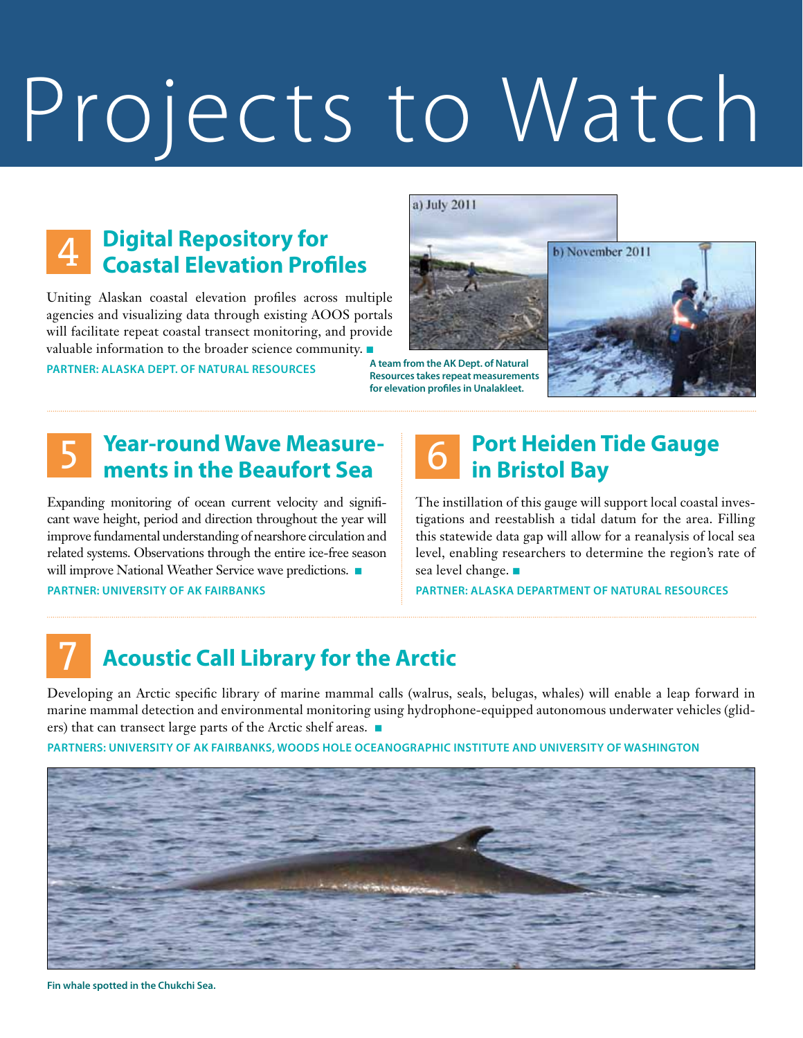# Projects to Watch

## 4 Digital Repository for Coastal Elevation Profiles

Uniting Alaskan coastal elevation profiles across multiple agencies and visualizing data through existing AOOS portals will facilitate repeat coastal transect monitoring, and provide valuable information to the broader science community. ■

**PARTNER: ALASKA DEPT. OF NATURAL RESOURCES**

a) July 2011

b) November 2011

**A team from the AK Dept. of Natural Resources takes repeat measurements for elevation profiles in Unalakleet.**

## 5 Year-round Wave Measurements in the Beaufort Sea

Expanding monitoring of ocean current velocity and significant wave height, period and direction throughout the year will improve fundamental understanding of nearshore circulation and related systems. Observations through the entire ice-free season will improve National Weather Service wave predictions. ■

**PARTNER: UNIVERSITY OF AK FAIRBANKS**

## 6 Port Heiden Tide Gauge in Bristol Bay

The instillation of this gauge will support local coastal investigations and reestablish a tidal datum for the area. Filling this statewide data gap will allow for a reanalysis of local sea level, enabling researchers to determine the region's rate of sea level change. ■

**PARTNER: ALASKA DEPARTMENT OF NATURAL RESOURCES**

## 7 Acoustic Call Library for the Arctic

Developing an Arctic specific library of marine mammal calls (walrus, seals, belugas, whales) will enable a leap forward in marine mammal detection and environmental monitoring using hydrophone-equipped autonomous underwater vehicles (gliders) that can transect large parts of the Arctic shelf areas. ■

**PARTNERS: UNIVERSITY OF AK FAIRBANKS, WOODS HOLE OCEANOGRAPHIC INSTITUTE AND UNIVERSITY OF WASHINGTON**

**Fin whale spotted in the Chukchi Sea.**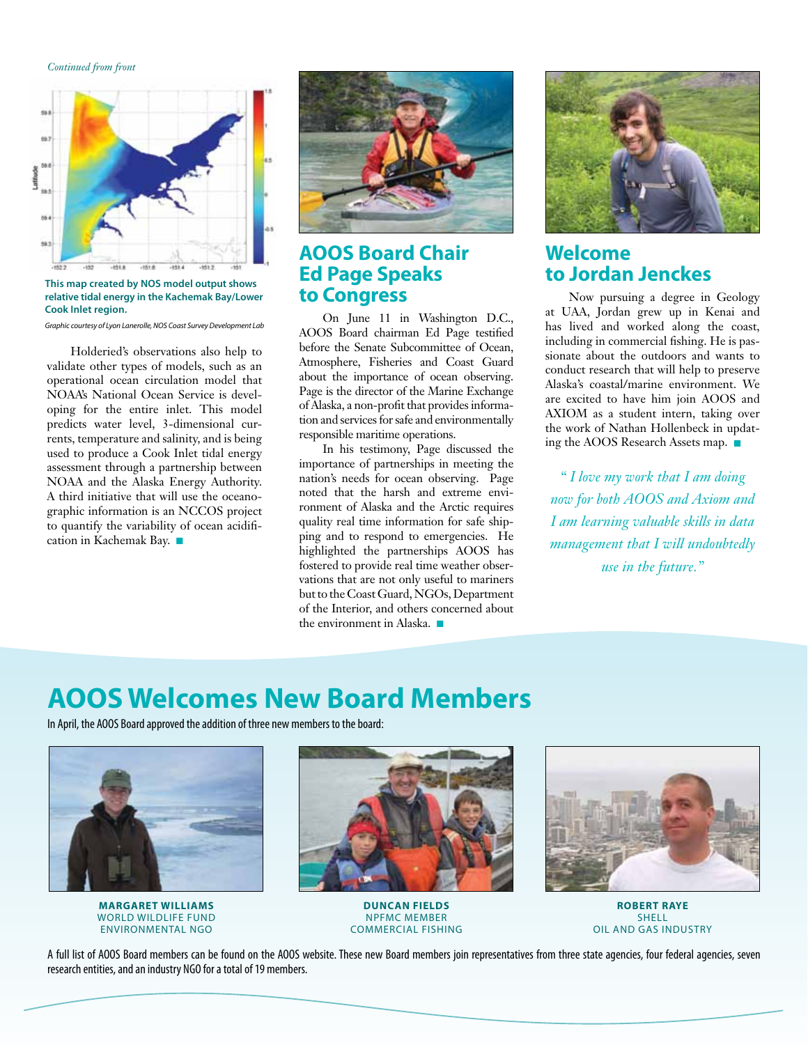*Continued from front*

59.8
59.7
59.6
59.5
59.4
59.3
Latitude
-152.2 -152 -151.8 -151.6 -151.4 -151.2 -151
1.5
1
0.5
-0.5
-1

**This map created by NOS model output shows relative tidal energy in the Kachemak Bay/Lower Cook Inlet region.**

*Graphic courtesy of Lyon Lanerolle, NOS Coast Survey Development Lab*

Holderied's observations also help to validate other types of models, such as an operational ocean circulation model that NOAA's National Ocean Service is developing for the entire inlet. This model predicts water level, 3-dimensional currents, temperature and salinity, and is being used to produce a Cook Inlet tidal energy assessment through a partnership between NOAA and the Alaska Energy Authority. A third initiative that will use the oceanographic information is an NCCOS project to quantify the variability of ocean acidification in Kachemak Bay. ■

## AOOS Board Chair Ed Page Speaks to Congress

On June 11 in Washington D.C., AOOS Board chairman Ed Page testified before the Senate Subcommittee of Ocean, Atmosphere, Fisheries and Coast Guard about the importance of ocean observing. Page is the director of the Marine Exchange of Alaska, a non-profit that provides information and services for safe and environmentally responsible maritime operations.

In his testimony, Page discussed the importance of partnerships in meeting the nation's needs for ocean observing. Page noted that the harsh and extreme environment of Alaska and the Arctic requires quality real time information for safe shipping and to respond to emergencies. He highlighted the partnerships AOOS has fostered to provide real time weather observations that are not only useful to mariners but to the Coast Guard, NGOs, Department of the Interior, and others concerned about the environment in Alaska. ■

## Welcome to Jordan Jenckes

Now pursuing a degree in Geology at UAA, Jordan grew up in Kenai and has lived and worked along the coast, including in commercial fishing. He is passionate about the outdoors and wants to conduct research that will help to preserve Alaska's coastal/marine environment. We are excited to have him join AOOS and AXIOM as a student intern, taking over the work of Nathan Hollenbeck in updating the AOOS Research Assets map. ■

*"I love my work that I am doing now for both AOOS and Axiom and I am learning valuable skills in data management that I will undoubtedly use in the future."*

# AOOS Welcomes New Board Members

In April, the AOOS Board approved the addition of three new members to the board:

**MARGARET WILLIAMS**
WORLD WILDLIFE FUND
ENVIRONMENTAL NGO

**DUNCAN FIELDS**
NPFMC MEMBER
COMMERCIAL FISHING

**ROBERT RAYE**
SHELL
OIL AND GAS INDUSTRY

A full list of AOOS Board members can be found on the AOOS website. These new Board members join representatives from three state agencies, four federal agencies, seven research entities, and an industry NGO for a total of 19 members.